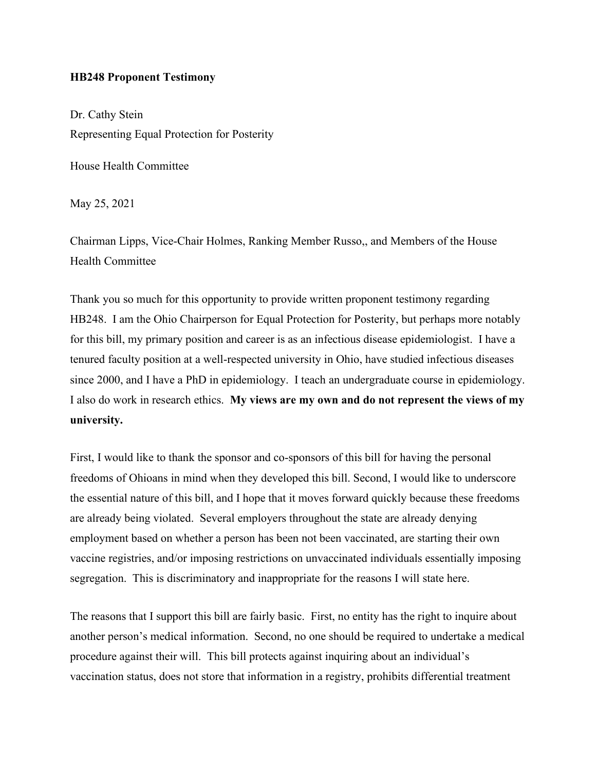**HB248 Proponent Testimony**

Dr. Cathy Stein
Representing Equal Protection for Posterity

House Health Committee

May 25, 2021

Chairman Lipps, Vice-Chair Holmes, Ranking Member Russo,, and Members of the House Health Committee

Thank you so much for this opportunity to provide written proponent testimony regarding HB248. I am the Ohio Chairperson for Equal Protection for Posterity, but perhaps more notably for this bill, my primary position and career is as an infectious disease epidemiologist. I have a tenured faculty position at a well-respected university in Ohio, have studied infectious diseases since 2000, and I have a PhD in epidemiology. I teach an undergraduate course in epidemiology. I also do work in research ethics. **My views are my own and do not represent the views of my university.**

First, I would like to thank the sponsor and co-sponsors of this bill for having the personal freedoms of Ohioans in mind when they developed this bill. Second, I would like to underscore the essential nature of this bill, and I hope that it moves forward quickly because these freedoms are already being violated. Several employers throughout the state are already denying employment based on whether a person has been not been vaccinated, are starting their own vaccine registries, and/or imposing restrictions on unvaccinated individuals essentially imposing segregation. This is discriminatory and inappropriate for the reasons I will state here.

The reasons that I support this bill are fairly basic. First, no entity has the right to inquire about another person's medical information. Second, no one should be required to undertake a medical procedure against their will. This bill protects against inquiring about an individual's vaccination status, does not store that information in a registry, prohibits differential treatment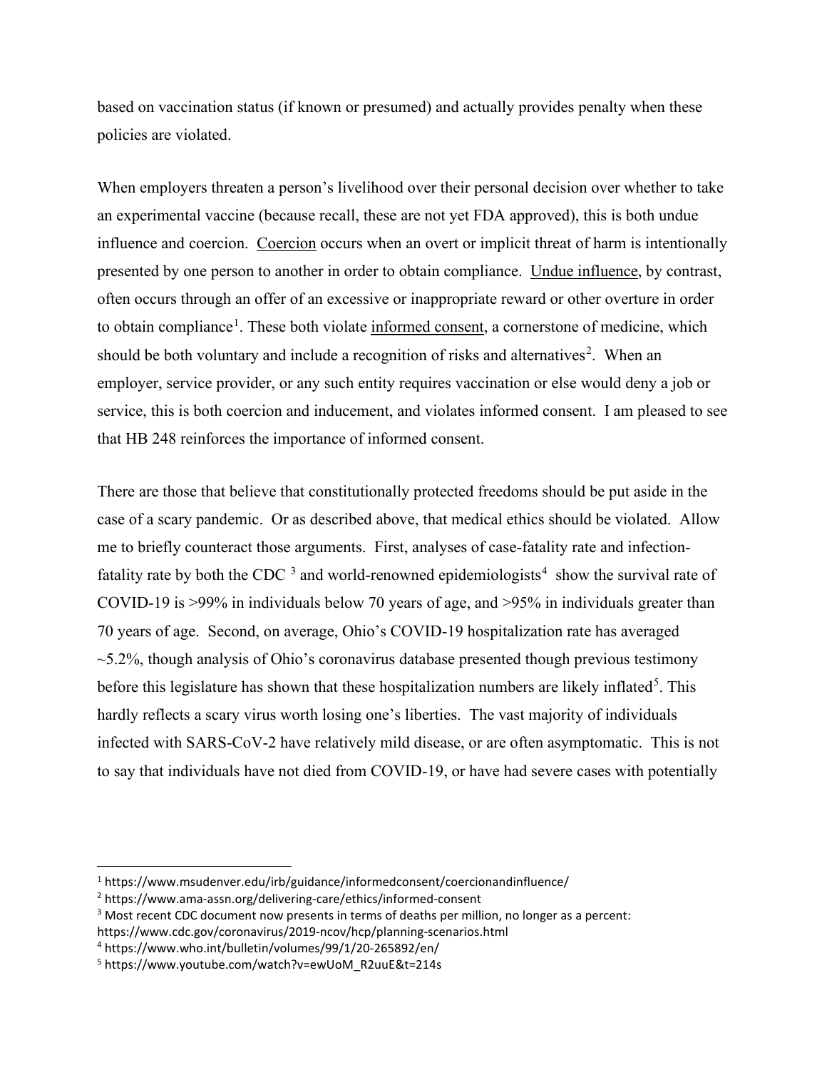based on vaccination status (if known or presumed) and actually provides penalty when these policies are violated.

When employers threaten a person's livelihood over their personal decision over whether to take an experimental vaccine (because recall, these are not yet FDA approved), this is both undue influence and coercion. Coercion occurs when an overt or implicit threat of harm is intentionally presented by one person to another in order to obtain compliance. Undue influence, by contrast, often occurs through an offer of an excessive or inappropriate reward or other overture in order to obtain compliance[1]. These both violate informed consent, a cornerstone of medicine, which should be both voluntary and include a recognition of risks and alternatives[2]. When an employer, service provider, or any such entity requires vaccination or else would deny a job or service, this is both coercion and inducement, and violates informed consent. I am pleased to see that HB 248 reinforces the importance of informed consent.

There are those that believe that constitutionally protected freedoms should be put aside in the case of a scary pandemic. Or as described above, that medical ethics should be violated. Allow me to briefly counteract those arguments. First, analyses of case-fatality rate and infection-fatality rate by both the CDC [3] and world-renowned epidemiologists[4] show the survival rate of COVID-19 is >99% in individuals below 70 years of age, and >95% in individuals greater than 70 years of age. Second, on average, Ohio's COVID-19 hospitalization rate has averaged ~5.2%, though analysis of Ohio's coronavirus database presented though previous testimony before this legislature has shown that these hospitalization numbers are likely inflated[5]. This hardly reflects a scary virus worth losing one's liberties. The vast majority of individuals infected with SARS-CoV-2 have relatively mild disease, or are often asymptomatic. This is not to say that individuals have not died from COVID-19, or have had severe cases with potentially

---

[1] https://www.msudenver.edu/irb/guidance/informedconsent/coercionandinfluence/

[2] https://www.ama-assn.org/delivering-care/ethics/informed-consent

[3] Most recent CDC document now presents in terms of deaths per million, no longer as a percent: https://www.cdc.gov/coronavirus/2019-ncov/hcp/planning-scenarios.html

[4] https://www.who.int/bulletin/volumes/99/1/20-265892/en/

[5] https://www.youtube.com/watch?v=ewUoM_R2uuE&t=214s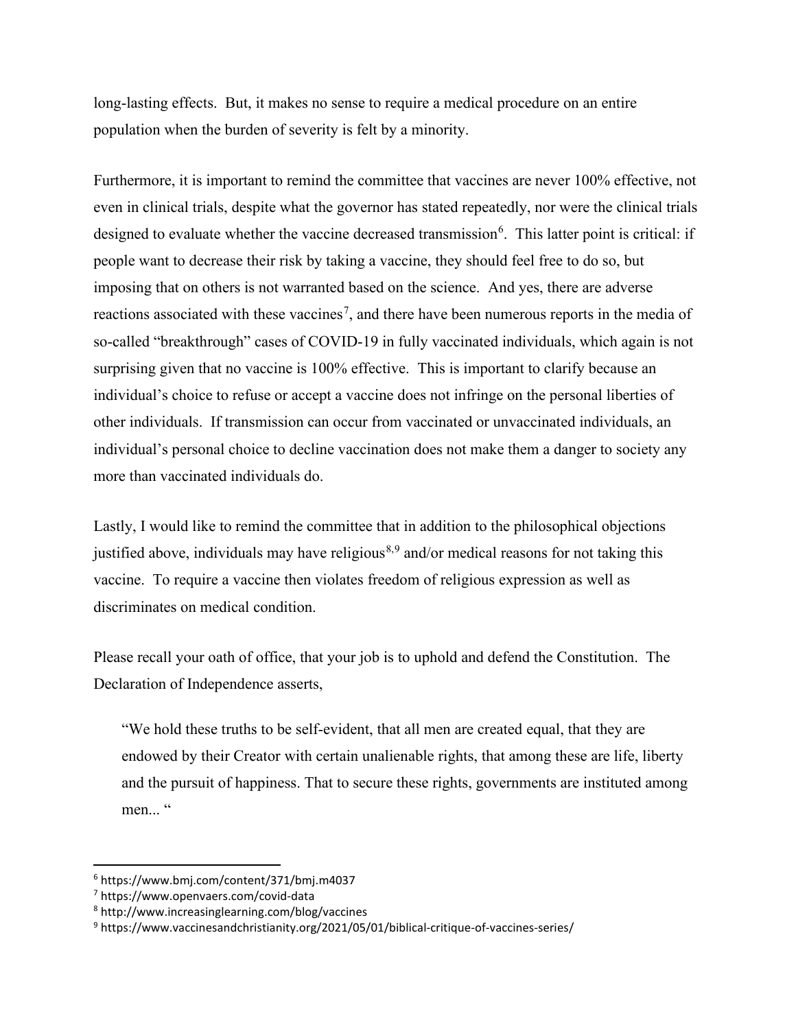long-lasting effects. But, it makes no sense to require a medical procedure on an entire population when the burden of severity is felt by a minority.

Furthermore, it is important to remind the committee that vaccines are never 100% effective, not even in clinical trials, despite what the governor has stated repeatedly, nor were the clinical trials designed to evaluate whether the vaccine decreased transmission[6]. This latter point is critical: if people want to decrease their risk by taking a vaccine, they should feel free to do so, but imposing that on others is not warranted based on the science. And yes, there are adverse reactions associated with these vaccines[7], and there have been numerous reports in the media of so-called "breakthrough" cases of COVID-19 in fully vaccinated individuals, which again is not surprising given that no vaccine is 100% effective. This is important to clarify because an individual's choice to refuse or accept a vaccine does not infringe on the personal liberties of other individuals. If transmission can occur from vaccinated or unvaccinated individuals, an individual's personal choice to decline vaccination does not make them a danger to society any more than vaccinated individuals do.

Lastly, I would like to remind the committee that in addition to the philosophical objections justified above, individuals may have religious[8,9] and/or medical reasons for not taking this vaccine. To require a vaccine then violates freedom of religious expression as well as discriminates on medical condition.

Please recall your oath of office, that your job is to uphold and defend the Constitution. The Declaration of Independence asserts,

> "We hold these truths to be self-evident, that all men are created equal, that they are endowed by their Creator with certain unalienable rights, that among these are life, liberty and the pursuit of happiness. That to secure these rights, governments are instituted among men... "

---

[6] https://www.bmj.com/content/371/bmj.m4037

[7] https://www.openvaers.com/covid-data

[8] http://www.increasinglearning.com/blog/vaccines

[9] https://www.vaccinesandchristianity.org/2021/05/01/biblical-critique-of-vaccines-series/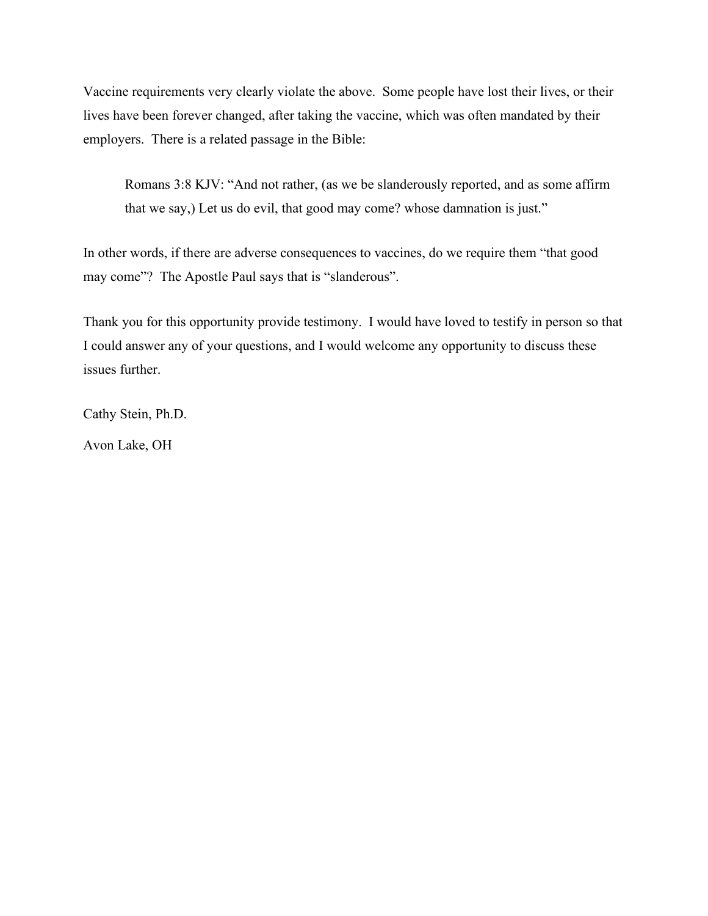Vaccine requirements very clearly violate the above. Some people have lost their lives, or their lives have been forever changed, after taking the vaccine, which was often mandated by their employers. There is a related passage in the Bible:

> Romans 3:8 KJV: "And not rather, (as we be slanderously reported, and as some affirm that we say,) Let us do evil, that good may come? whose damnation is just."

In other words, if there are adverse consequences to vaccines, do we require them "that good may come"? The Apostle Paul says that is "slanderous".

Thank you for this opportunity provide testimony. I would have loved to testify in person so that I could answer any of your questions, and I would welcome any opportunity to discuss these issues further.

Cathy Stein, Ph.D.

Avon Lake, OH